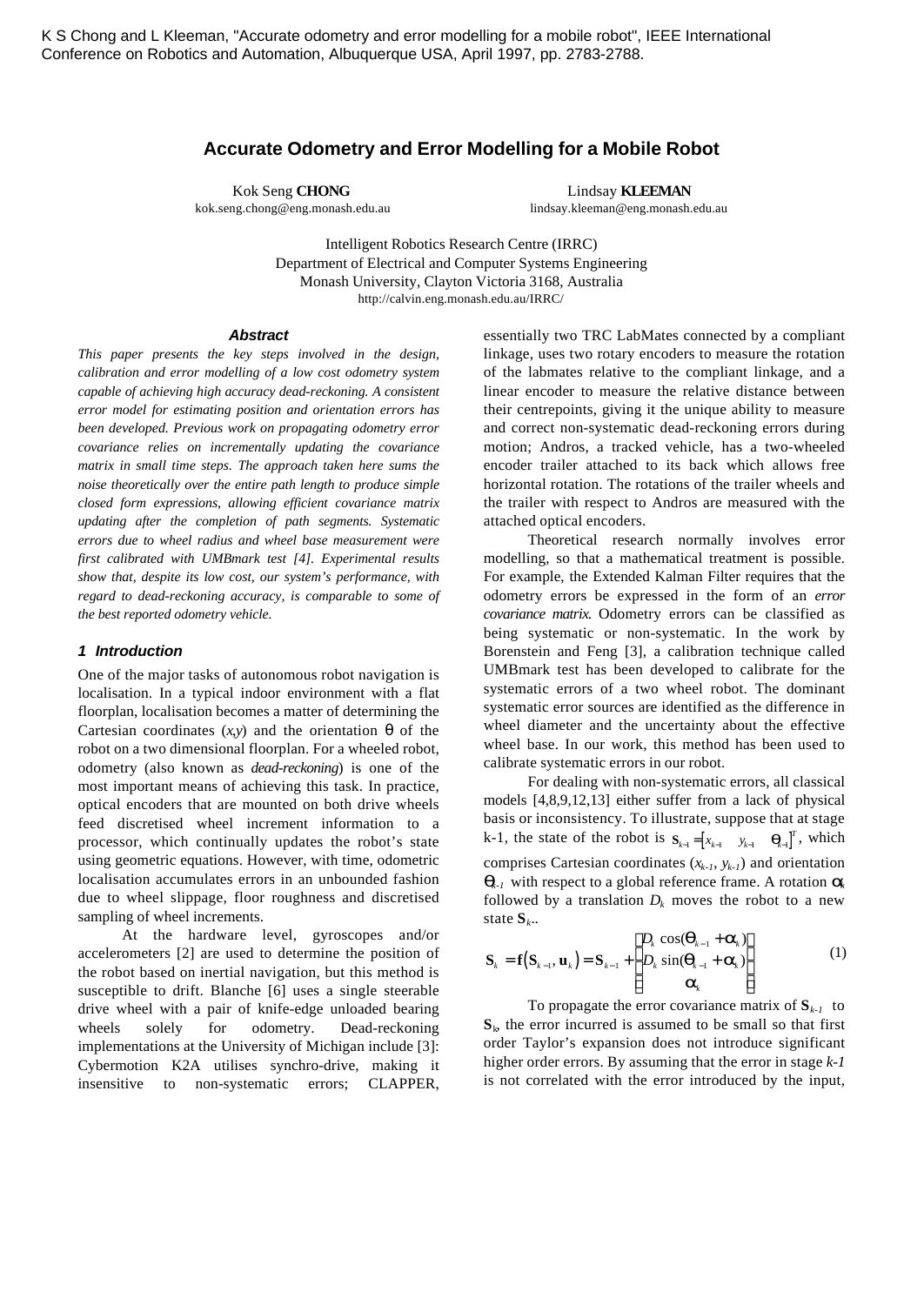K S Chong and L Kleeman, "Accurate odometry and error modelling for a mobile robot", IEEE International Conference on Robotics and Automation, Albuquerque USA, April 1997, pp. 2783-2788.

# Accurate Odometry and Error Modelling for a Mobile Robot

Kok Seng **CHONG**
kok.seng.chong@eng.monash.edu.au

Lindsay **KLEEMAN**
lindsay.kleeman@eng.monash.edu.au

Intelligent Robotics Research Centre (IRRC)
Department of Electrical and Computer Systems Engineering
Monash University, Clayton Victoria 3168, Australia
http://calvin.eng.monash.edu.au/IRRC/

### *Abstract*

*This paper presents the key steps involved in the design, calibration and error modelling of a low cost odometry system capable of achieving high accuracy dead-reckoning. A consistent error model for estimating position and orientation errors has been developed. Previous work on propagating odometry error covariance relies on incrementally updating the covariance matrix in small time steps. The approach taken here sums the noise theoretically over the entire path length to produce simple closed form expressions, allowing efficient covariance matrix updating after the completion of path segments. Systematic errors due to wheel radius and wheel base measurement were first calibrated with UMBmark test [4]. Experimental results show that, despite its low cost, our system's performance, with regard to dead-reckoning accuracy, is comparable to some of the best reported odometry vehicle.*

## 1 Introduction

One of the major tasks of autonomous robot navigation is localisation. In a typical indoor environment with a flat floorplan, localisation becomes a matter of determining the Cartesian coordinates $(x,y)$ and the orientation $\theta$ of the robot on a two dimensional floorplan. For a wheeled robot, odometry (also known as *dead-reckoning*) is one of the most important means of achieving this task. In practice, optical encoders that are mounted on both drive wheels feed discretised wheel increment information to a processor, which continually updates the robot's state using geometric equations. However, with time, odometric localisation accumulates errors in an unbounded fashion due to wheel slippage, floor roughness and discretised sampling of wheel increments.

At the hardware level, gyroscopes and/or accelerometers [2] are used to determine the position of the robot based on inertial navigation, but this method is susceptible to drift. Blanche [6] uses a single steerable drive wheel with a pair of knife-edge unloaded bearing wheels solely for odometry. Dead-reckoning implementations at the University of Michigan include [3]: Cybermotion K2A utilises synchro-drive, making it insensitive to non-systematic errors; CLAPPER, essentially two TRC LabMates connected by a compliant linkage, uses two rotary encoders to measure the rotation of the labmates relative to the compliant linkage, and a linear encoder to measure the relative distance between their centrepoints, giving it the unique ability to measure and correct non-systematic dead-reckoning errors during motion; Andros, a tracked vehicle, has a two-wheeled encoder trailer attached to its back which allows free horizontal rotation. The rotations of the trailer wheels and the trailer with respect to Andros are measured with the attached optical encoders.

Theoretical research normally involves error modelling, so that a mathematical treatment is possible. For example, the Extended Kalman Filter requires that the odometry errors be expressed in the form of an *error covariance matrix*. Odometry errors can be classified as being systematic or non-systematic. In the work by Borenstein and Feng [3], a calibration technique called UMBmark test has been developed to calibrate for the systematic errors of a two wheel robot. The dominant systematic error sources are identified as the difference in wheel diameter and the uncertainty about the effective wheel base. In our work, this method has been used to calibrate systematic errors in our robot.

For dealing with non-systematic errors, all classical models [4,8,9,12,13] either suffer from a lack of physical basis or inconsistency. To illustrate, suppose that at stage k-1, the state of the robot is $\mathbf{S}_{k-1} = [x_{k-1} \quad y_{k-1} \quad \theta_{k-1}]^T$, which comprises Cartesian coordinates $(x_{k-1}, y_{k-1})$ and orientation $\theta_{k-1}$ with respect to a global reference frame. A rotation $\alpha_k$ followed by a translation $D_k$ moves the robot to a new state $\mathbf{S}_k$.

$$\mathbf{S}_k = \mathbf{f}(\mathbf{S}_{k-1}, \mathbf{u}_k) = \mathbf{S}_{k-1} + \begin{bmatrix} D_k \cos(\theta_{k-1} + \alpha_k) \\ D_k \sin(\theta_{k-1} + \alpha_k) \\ \alpha_k \end{bmatrix} \tag{1}$$

To propagate the error covariance matrix of $\mathbf{S}_{k-1}$ to $\mathbf{S}_k$, the error incurred is assumed to be small so that first order Taylor's expansion does not introduce significant higher order errors. By assuming that the error in stage *k-1* is not correlated with the error introduced by the input,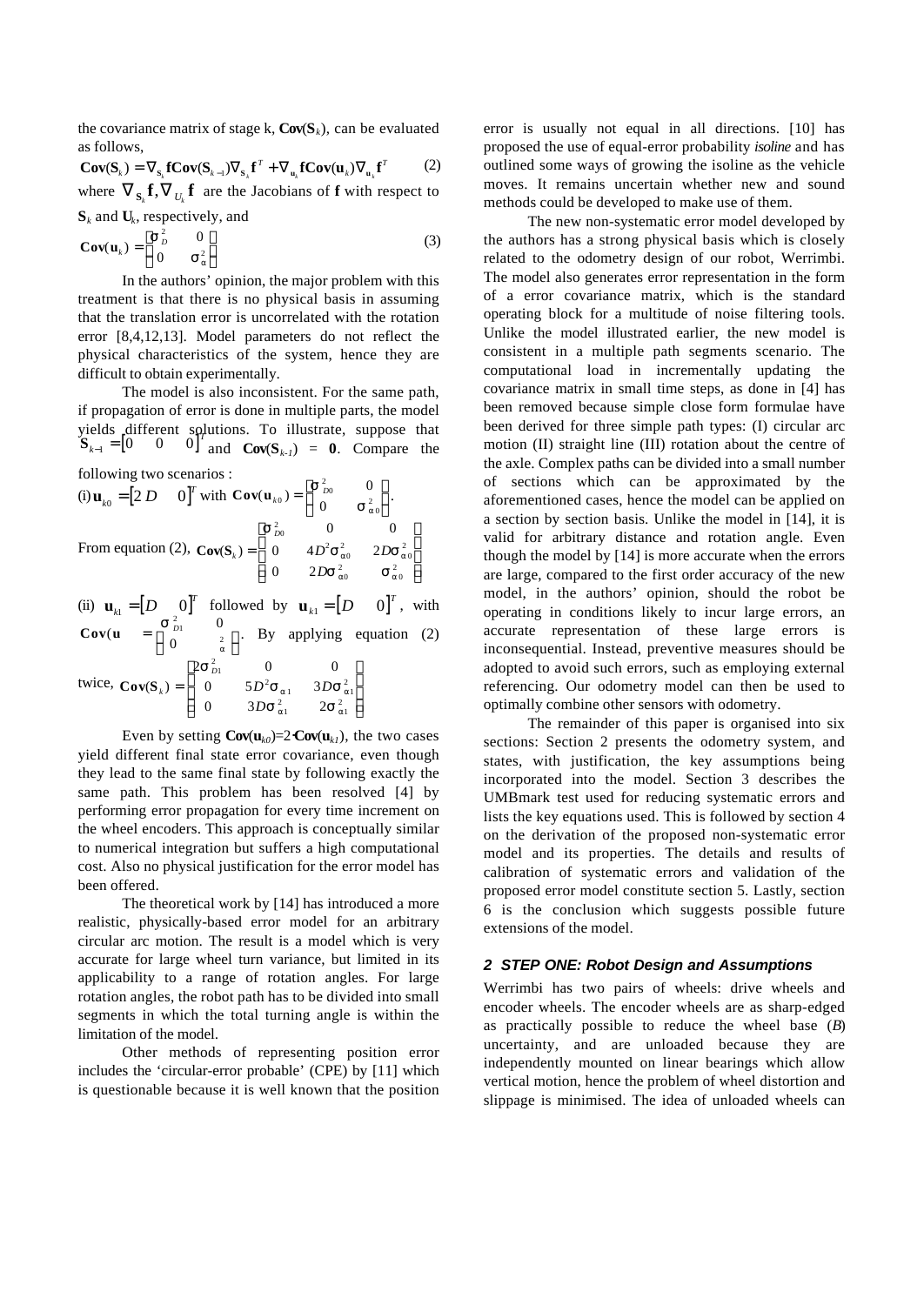the covariance matrix of stage k, $\mathbf{Cov}(\mathbf{S}_k)$, can be evaluated as follows,

$$\mathbf{Cov}(\mathbf{S}_k) = \nabla_{\mathbf{S}_k}\mathbf{f}\,\mathbf{Cov}(\mathbf{S}_{k-1})\nabla_{\mathbf{S}_k}\mathbf{f}^T + \nabla_{\mathbf{u}_k}\mathbf{f}\,\mathbf{Cov}(\mathbf{u}_k)\nabla_{\mathbf{u}_k}\mathbf{f}^T \qquad (2)$$

where $\nabla_{\mathbf{S}_k}\mathbf{f}, \nabla_{U_k}\mathbf{f}$ are the Jacobians of $\mathbf{f}$ with respect to $\mathbf{S}_k$ and $\mathbf{U}_k$, respectively, and

$$\mathbf{Cov}(\mathbf{u}_k) = \begin{bmatrix} \sigma_D^2 & 0 \\ 0 & \sigma_\alpha^2 \end{bmatrix} \qquad (3)$$

In the authors' opinion, the major problem with this treatment is that there is no physical basis in assuming that the translation error is uncorrelated with the rotation error [8,4,12,13]. Model parameters do not reflect the physical characteristics of the system, hence they are difficult to obtain experimentally.

The model is also inconsistent. For the same path, if propagation of error is done in multiple parts, the model yields different solutions. To illustrate, suppose that $\mathbf{S}_{k-1} = [0 \quad 0 \quad 0]^T$ and $\mathbf{Cov}(\mathbf{S}_{k-1}) = \mathbf{0}$. Compare the following two scenarios :

(i) $\mathbf{u}_{k0} = [2D \quad 0]^T$ with $\mathbf{Cov}(\mathbf{u}_{k0}) = \begin{bmatrix} \sigma_{D0}^2 & 0 \\ 0 & \sigma_{\alpha 0}^2 \end{bmatrix}$.

From equation (2), $\mathbf{Cov}(\mathbf{S}_k) = \begin{bmatrix} \sigma_{D0}^2 & 0 & 0 \\ 0 & 4D^2\sigma_{\alpha 0}^2 & 2D\sigma_{\alpha 0}^2 \\ 0 & 2D\sigma_{\alpha 0}^2 & \sigma_{\alpha 0}^2 \end{bmatrix}$

(ii) $\mathbf{u}_{kl} = [D \quad 0]^T$ followed by $\mathbf{u}_{k1} = [D \quad 0]^T$, with $\mathbf{Cov}(\mathbf{u}_{k1}) = \begin{bmatrix} \sigma_{D1}^2 & 0 \\ 0 & \sigma_{\alpha 1}^2 \end{bmatrix}$. By applying equation (2) twice, $\mathbf{Cov}(\mathbf{S}_k) = \begin{bmatrix} 2\sigma_{D1}^2 & 0 & 0 \\ 0 & 5D^2\sigma_{\alpha 1}^2 & 3D\sigma_{\alpha 1}^2 \\ 0 & 3D\sigma_{\alpha 1}^2 & 2\sigma_{\alpha 1}^2 \end{bmatrix}$

Even by setting $\mathbf{Cov}(\mathbf{u}_{k0})=2\cdot\mathbf{Cov}(\mathbf{u}_{k1})$, the two cases yield different final state error covariance, even though they lead to the same final state by following exactly the same path. This problem has been resolved [4] by performing error propagation for every time increment on the wheel encoders. This approach is conceptually similar to numerical integration but suffers a high computational cost. Also no physical justification for the error model has been offered.

The theoretical work by [14] has introduced a more realistic, physically-based error model for an arbitrary circular arc motion. The result is a model which is very accurate for large wheel turn variance, but limited in its applicability to a range of rotation angles. For large rotation angles, the robot path has to be divided into small segments in which the total turning angle is within the limitation of the model.

Other methods of representing position error includes the 'circular-error probable' (CPE) by [11] which is questionable because it is well known that the position error is usually not equal in all directions. [10] has proposed the use of equal-error probability *isoline* and has outlined some ways of growing the isoline as the vehicle moves. It remains uncertain whether new and sound methods could be developed to make use of them.

The new non-systematic error model developed by the authors has a strong physical basis which is closely related to the odometry design of our robot, Werrimbi. The model also generates error representation in the form of a error covariance matrix, which is the standard operating block for a multitude of noise filtering tools. Unlike the model illustrated earlier, the new model is consistent in a multiple path segments scenario. The computational load in incrementally updating the covariance matrix in small time steps, as done in [4] has been removed because simple close form formulae have been derived for three simple path types: (I) circular arc motion (II) straight line (III) rotation about the centre of the axle. Complex paths can be divided into a small number of sections which can be approximated by the aforementioned cases, hence the model can be applied on a section by section basis. Unlike the model in [14], it is valid for arbitrary distance and rotation angle. Even though the model by [14] is more accurate when the errors are large, compared to the first order accuracy of the new model, in the authors' opinion, should the robot be operating in conditions likely to incur large errors, an accurate representation of these large errors is inconsequential. Instead, preventive measures should be adopted to avoid such errors, such as employing external referencing. Our odometry model can then be used to optimally combine other sensors with odometry.

The remainder of this paper is organised into six sections: Section 2 presents the odometry system, and states, with justification, the key assumptions being incorporated into the model. Section 3 describes the UMBmark test used for reducing systematic errors and lists the key equations used. This is followed by section 4 on the derivation of the proposed non-systematic error model and its properties. The details and results of calibration of systematic errors and validation of the proposed error model constitute section 5. Lastly, section 6 is the conclusion which suggests possible future extensions of the model.

## 2 STEP ONE: Robot Design and Assumptions

Werrimbi has two pairs of wheels: drive wheels and encoder wheels. The encoder wheels are as sharp-edged as practically possible to reduce the wheel base (*B*) uncertainty, and are unloaded because they are independently mounted on linear bearings which allow vertical motion, hence the problem of wheel distortion and slippage is minimised. The idea of unloaded wheels can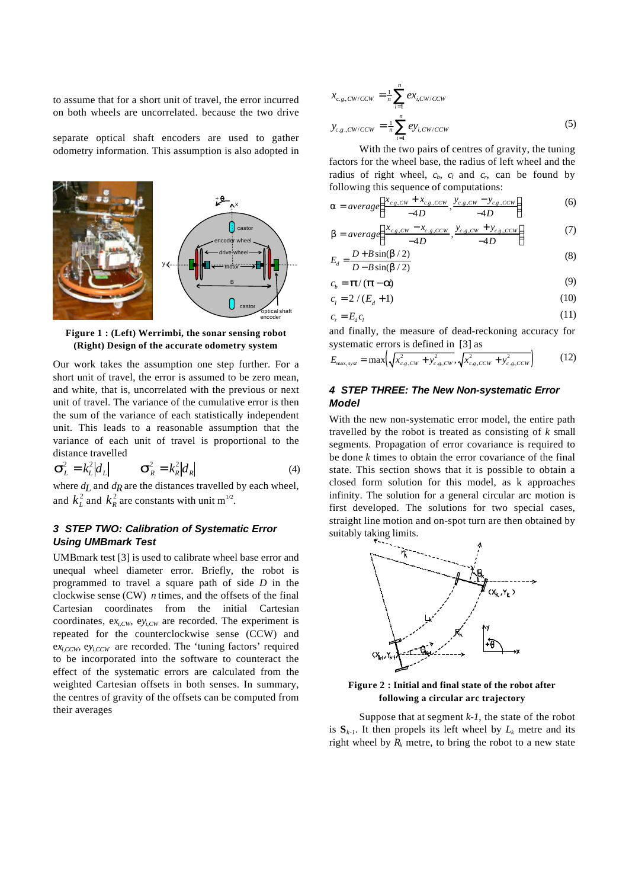to assume that for a short unit of travel, the error incurred on both wheels are uncorrelated. because the two drive

separate optical shaft encoders are used to gather odometry information. This assumption is also adopted in

**Figure 1 : (Left) Werrimbi, the sonar sensing robot (Right) Design of the accurate odometry system**

Our work takes the assumption one step further. For a short unit of travel, the error is assumed to be zero mean, and white, that is, uncorrelated with the previous or next unit of travel. The variance of the cumulative error is then the sum of the variance of each statistically independent unit. This leads to a reasonable assumption that the variance of each unit of travel is proportional to the distance travelled

$$\sigma_L^2 = k_L^2 |d_L| \qquad \sigma_R^2 = k_R^2 |d_R| \tag{4}$$

where $d_L$ and $d_R$ are the distances travelled by each wheel, and $k_L^2$ and $k_R^2$ are constants with unit m$^{1/2}$.

## 3 STEP TWO: Calibration of Systematic Error Using UMBmark Test

UMBmark test [3] is used to calibrate wheel base error and unequal wheel diameter error. Briefly, the robot is programmed to travel a square path of side $D$ in the clockwise sense (CW) $n$ times, and the offsets of the final Cartesian coordinates from the initial Cartesian coordinates, $ex_{i,CW}$, $ey_{i,CW}$ are recorded. The experiment is repeated for the counterclockwise sense (CCW) and $ex_{i,CCW}$, $ey_{i,CCW}$ are recorded. The 'tuning factors' required to be incorporated into the software to counteract the effect of the systematic errors are calculated from the weighted Cartesian offsets in both senses. In summary, the centres of gravity of the offsets can be computed from their averages

$$x_{c.g.,CW/CCW} = \frac{1}{n}\sum_{i=1}^{n} ex_{i,CW/CCW}$$
$$y_{c.g.,CW/CCW} = \frac{1}{n}\sum_{i=1}^{n} ey_{i,CW/CCW} \tag{5}$$

With the two pairs of centres of gravity, the tuning factors for the wheel base, the radius of left wheel and the radius of right wheel, $c_b$, $c_l$ and $c_r$, can be found by following this sequence of computations:

$$\alpha = average\left(\frac{x_{c.g.,CW} + x_{c.g.,CCW}}{-4D}, \frac{y_{c.g.,CW} - y_{c.g.,CCW}}{-4D}\right) \tag{6}$$

$$\beta = average\left(\frac{x_{c.g.,CW} - x_{c.g.,CCW}}{-4D}, \frac{y_{c.g.,CW} + y_{c.g.,CCW}}{-4D}\right) \tag{7}$$

$$E_d = \frac{D + B\sin(\beta/2)}{D - B\sin(\beta/2)} \tag{8}$$

$$c_b = \pi/(\pi - \alpha) \tag{9}$$

$$c_l = 2/(E_d + 1) \tag{10}$$

$$c_r = E_d c_l \tag{11}$$

and finally, the measure of dead-reckoning accuracy for systematic errors is defined in [3] as

$$E_{\max,syst} = \max\left(\sqrt{x_{c.g.,CW}^2 + y_{c.g.,CW}^2}, \sqrt{x_{c.g.,CCW}^2 + y_{c.g.,CCW}^2}\right) \tag{12}$$

## 4 STEP THREE: The New Non-systematic Error Model

With the new non-systematic error model, the entire path travelled by the robot is treated as consisting of $k$ small segments. Propagation of error covariance is required to be done $k$ times to obtain the error covariance of the final state. This section shows that it is possible to obtain a closed form solution for this model, as k approaches infinity. The solution for a general circular arc motion is first developed. The solutions for two special cases, straight line motion and on-spot turn are then obtained by suitably taking limits.

**Figure 2 : Initial and final state of the robot after following a circular arc trajectory**

Suppose that at segment $k$-$1$, the state of the robot is $\mathbf{S}_{k-1}$. It then propels its left wheel by $L_k$ metre and its right wheel by $R_k$ metre, to bring the robot to a new state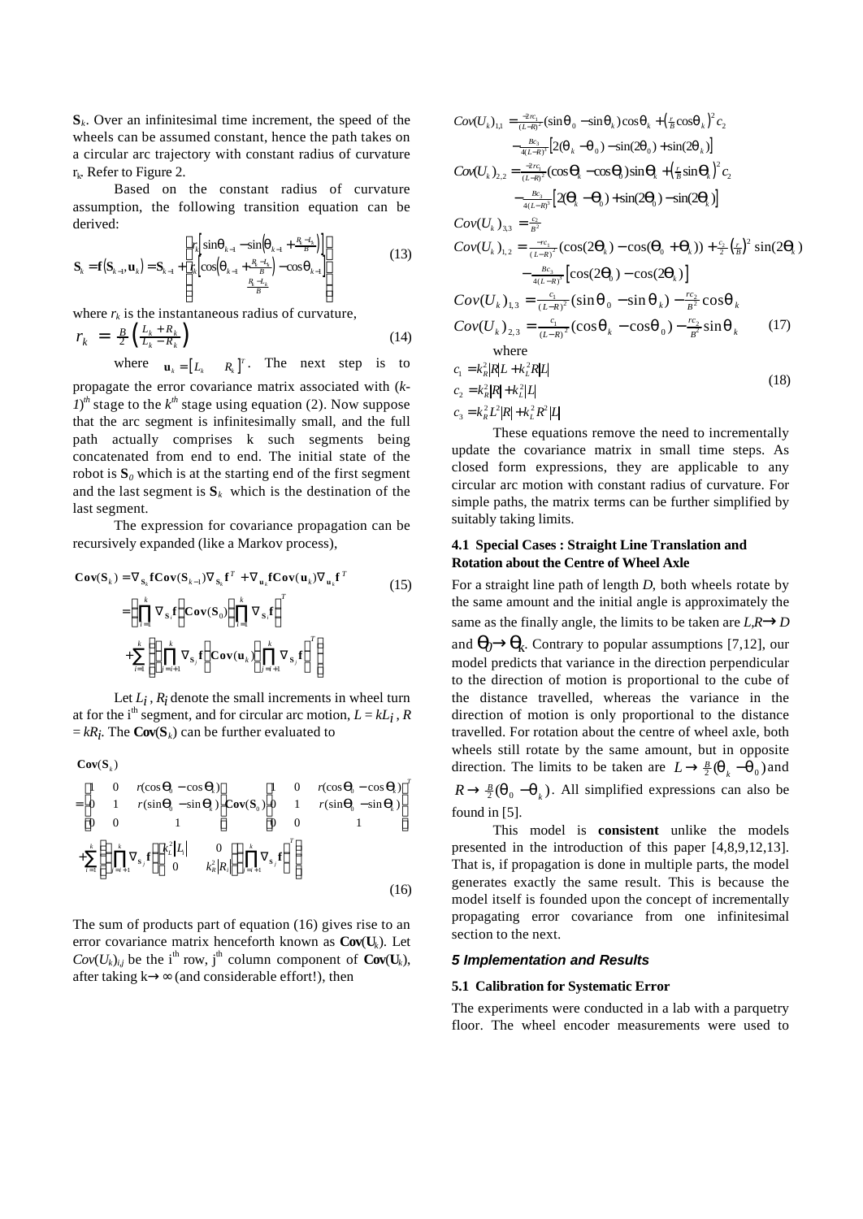$\mathbf{S}_k$. Over an infinitesimal time increment, the speed of the wheels can be assumed constant, hence the path takes on a circular arc trajectory with constant radius of curvature $r_k$. Refer to Figure 2.

Based on the constant radius of curvature assumption, the following transition equation can be derived:

$$\mathbf{S}_k = \mathbf{f}(\mathbf{S}_{k-1}, \mathbf{u}_k) = \mathbf{S}_{k-1} + \begin{bmatrix} r_k\left[\sin\theta_{k-1} - \sin\left(\theta_{k-1} + \frac{R_k - L_k}{B}\right)\right] \\ r_k\left[\cos\left(\theta_{k-1} + \frac{R_k - L_k}{B}\right) - \cos\theta_{k-1}\right] \\ \frac{R_k - L_k}{B} \end{bmatrix} \tag{13}$$

where $r_k$ is the instantaneous radius of curvature,

$$r_k = \frac{B}{2}\left(\frac{L_k + R_k}{L_k - R_k}\right) \tag{14}$$

where $\mathbf{u}_k = [L_k \quad R_k]^T$. The next step is to propagate the error covariance matrix associated with $(k-1)^{th}$ stage to the $k^{th}$ stage using equation (2). Now suppose that the arc segment is infinitesimally small, and the full path actually comprises k such segments being concatenated from end to end. The initial state of the robot is $\mathbf{S}_0$ which is at the starting end of the first segment and the last segment is $\mathbf{S}_k$ which is the destination of the last segment.

The expression for covariance propagation can be recursively expanded (like a Markov process),

$$\begin{aligned}\mathbf{Cov}(\mathbf{S}_k) &= \nabla_{\mathbf{S}_k}\mathbf{f}\,\mathbf{Cov}(\mathbf{S}_{k-1})\nabla_{\mathbf{S}_k}\mathbf{f}^T + \nabla_{\mathbf{u}_k}\mathbf{f}\,\mathbf{Cov}(\mathbf{u}_k)\nabla_{\mathbf{u}_k}\mathbf{f}^T \\ &= \left(\prod_{i=1}^{k}\nabla_{\mathbf{S}_i}\mathbf{f}\right)\mathbf{Cov}(\mathbf{S}_0)\left(\prod_{i=1}^{k}\nabla_{\mathbf{S}_i}\mathbf{f}\right)^T \\ &\quad + \sum_{i=1}^{k}\left(\left(\prod_{j=i+1}^{k}\nabla_{\mathbf{S}_j}\mathbf{f}\right)\mathbf{Cov}(\mathbf{u}_k)\left(\prod_{j=i+1}^{k}\nabla_{\mathbf{S}_j}\mathbf{f}\right)^T\right)\end{aligned} \tag{15}$$

Let $L_i$, $R_i$ denote the small increments in wheel turn at for the $i^{th}$ segment, and for circular arc motion, $L = kL_i$, $R = kR_i$. The $\mathbf{Cov}(\mathbf{S}_k)$ can be further evaluated to

$$\begin{aligned}\mathbf{Cov}(\mathbf{S}_k) &= \begin{bmatrix} 1 & 0 & r(\cos\theta_k - \cos\theta_0) \\ 0 & 1 & r(\sin\theta_0 - \sin\theta_k) \\ 0 & 0 & 1 \end{bmatrix}\mathbf{Cov}(\mathbf{S}_0)\begin{bmatrix} 1 & 0 & r(\cos\theta_k - \cos\theta_0) \\ 0 & 1 & r(\sin\theta_0 - \sin\theta_k) \\ 0 & 0 & 1 \end{bmatrix}^T \\ &\quad + \sum_{i=1}^{k}\left(\left(\prod_{j=i+1}^{k}\nabla_{\mathbf{S}_j}\mathbf{f}\right)\begin{bmatrix} k_L^2|L_i| & 0 \\ 0 & k_R^2|R_i| \end{bmatrix}\left(\prod_{j=i+1}^{k}\nabla_{\mathbf{S}_j}\mathbf{f}\right)^T\right)\end{aligned} \tag{16}$$

The sum of products part of equation (16) gives rise to an error covariance matrix henceforth known as $\mathbf{Cov}(\mathbf{U}_k)$. Let $Cov(U_k)_{i,j}$ be the $i^{th}$ row, $j^{th}$ column component of $\mathbf{Cov}(\mathbf{U}_k)$, after taking $k \to \infty$ (and considerable effort!), then

$$\begin{aligned}
Cov(U_k)_{1,1} &= \tfrac{-2rc_1}{(L-R)^2}(\sin\theta_0 - \sin\theta_k)\cos\theta_k + \left(\tfrac{r}{B}\cos\theta_k\right)^2 c_2 \\
&\quad - \tfrac{Bc_3}{4(L-R)^3}\left[2(\theta_k - \theta_0) - \sin(2\theta_0) + \sin(2\theta_k)\right] \\
Cov(U_k)_{2,2} &= \tfrac{-2rc_1}{(L-R)^2}(\cos\theta_k - \cos\theta_0)\sin\theta_k + \left(\tfrac{r}{B}\sin\theta_k\right)^2 c_2 \\
&\quad - \tfrac{Bc_3}{4(L-R)^3}\left[2(\theta_k - \theta_0) + \sin(2\theta_0) - \sin(2\theta_k)\right] \\
Cov(U_k)_{3,3} &= \tfrac{c_2}{B^2} \\
Cov(U_k)_{1,2} &= \tfrac{-rc_1}{(L-R)^2}(\cos(2\theta_k) - \cos(\theta_0 + \theta_k)) + \tfrac{c_2}{2}\left(\tfrac{r}{B}\right)^2\sin(2\theta_k) \\
&\quad - \tfrac{Bc_3}{4(L-R)^3}\left[\cos(2\theta_0) - \cos(2\theta_k)\right] \\
Cov(U_k)_{1,3} &= \tfrac{c_1}{(L-R)^2}(\sin\theta_0 - \sin\theta_k) - \tfrac{rc_2}{B^2}\cos\theta_k \\
Cov(U_k)_{2,3} &= \tfrac{c_1}{(L-R)^2}(\cos\theta_k - \cos\theta_0) - \tfrac{rc_2}{B^2}\sin\theta_k
\end{aligned} \tag{17}$$

where

$$\begin{aligned}
c_1 &= k_R^2|R|L + k_L^2R|L| \\
c_2 &= k_R^2|R| + k_L^2|L| \\
c_3 &= k_R^2L^2|R| + k_L^2R^2|L|
\end{aligned} \tag{18}$$

These equations remove the need to incrementally update the covariance matrix in small time steps. As closed form expressions, they are applicable to any circular arc motion with constant radius of curvature. For simple paths, the matrix terms can be further simplified by suitably taking limits.

### 4.1 Special Cases : Straight Line Translation and Rotation about the Centre of Wheel Axle

For a straight line path of length $D$, both wheels rotate by the same amount and the initial angle is approximately the same as the finally angle, the limits to be taken are $L,R \to D$ and $\theta_0 \to \theta_k$. Contrary to popular assumptions [7,12], our model predicts that variance in the direction perpendicular to the direction of motion is proportional to the cube of the distance travelled, whereas the variance in the direction of motion is only proportional to the distance travelled. For rotation about the centre of wheel axle, both wheels still rotate by the same amount, but in opposite direction. The limits to be taken are $L \to \frac{B}{2}(\theta_k - \theta_0)$ and $R \to \frac{B}{2}(\theta_0 - \theta_k)$. All simplified expressions can also be found in [5].

This model is **consistent** unlike the models presented in the introduction of this paper [4,8,9,12,13]. That is, if propagation is done in multiple parts, the model generates exactly the same result. This is because the model itself is founded upon the concept of incrementally propagating error covariance from one infinitesimal section to the next.

## *5 Implementation and Results*

### 5.1 Calibration for Systematic Error

The experiments were conducted in a lab with a parquetry floor. The wheel encoder measurements were used to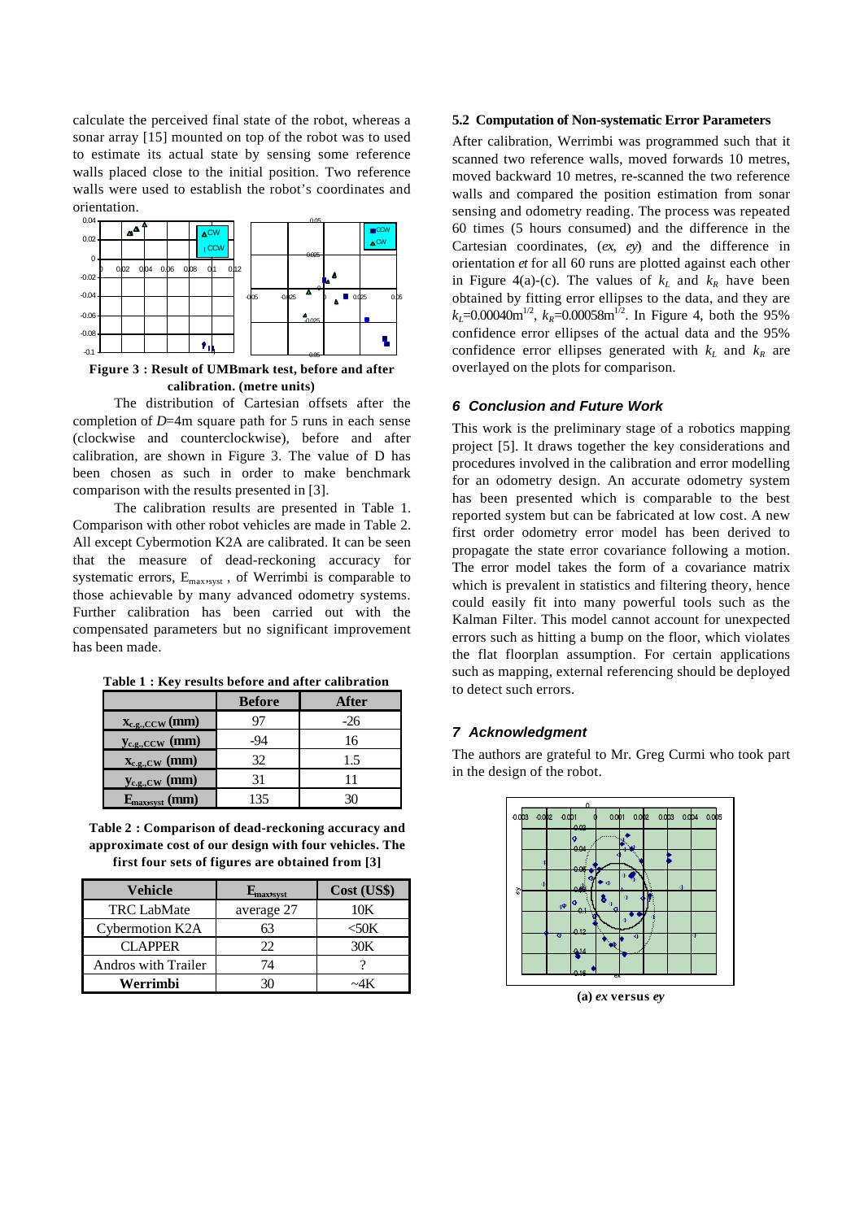calculate the perceived final state of the robot, whereas a sonar array [15] mounted on top of the robot was to used to estimate its actual state by sensing some reference walls placed close to the initial position. Two reference walls were used to establish the robot's coordinates and orientation.

**Figure 3 : Result of UMBmark test, before and after calibration. (metre units)**

The distribution of Cartesian offsets after the completion of *D*=4m square path for 5 runs in each sense (clockwise and counterclockwise), before and after calibration, are shown in Figure 3. The value of D has been chosen as such in order to make benchmark comparison with the results presented in [3].

The calibration results are presented in Table 1. Comparison with other robot vehicles are made in Table 2. All except Cybermotion K2A are calibrated. It can be seen that the measure of dead-reckoning accuracy for systematic errors, $E_{max,syst}$ , of Werrimbi is comparable to those achievable by many advanced odometry systems. Further calibration has been carried out with the compensated parameters but no significant improvement has been made.

**Table 1 : Key results before and after calibration**

| | Before | After |
|---|---|---|
| $x_{c.g.,CCW}$ (mm) | 97 | -26 |
| $y_{c.g.,CCW}$ (mm) | -94 | 16 |
| $x_{c.g.,CW}$ (mm) | 32 | 1.5 |
| $y_{c.g.,CW}$ (mm) | 31 | 11 |
| $E_{max,syst}$ (mm) | 135 | 30 |

**Table 2 : Comparison of dead-reckoning accuracy and approximate cost of our design with four vehicles. The first four sets of figures are obtained from [3]**

| Vehicle | $E_{max,syst}$ | Cost (US$) |
|---|---|---|
| TRC LabMate | average 27 | 10K |
| Cybermotion K2A | 63 | <50K |
| CLAPPER | 22 | 30K |
| Andros with Trailer | 74 | ? |
| **Werrimbi** | 30 | ~4K |

### 5.2 Computation of Non-systematic Error Parameters

After calibration, Werrimbi was programmed such that it scanned two reference walls, moved forwards 10 metres, moved backward 10 metres, re-scanned the two reference walls and compared the position estimation from sonar sensing and odometry reading. The process was repeated 60 times (5 hours consumed) and the difference in the Cartesian coordinates, (*ex*, *ey*) and the difference in orientation *et* for all 60 runs are plotted against each other in Figure 4(a)-(c). The values of $k_L$ and $k_R$ have been obtained by fitting error ellipses to the data, and they are $k_L$=0.00040m$^{1/2}$, $k_R$=0.00058m$^{1/2}$. In Figure 4, both the 95% confidence error ellipses of the actual data and the 95% confidence error ellipses generated with $k_L$ and $k_R$ are overlayed on the plots for comparison.

## 6 Conclusion and Future Work

This work is the preliminary stage of a robotics mapping project [5]. It draws together the key considerations and procedures involved in the calibration and error modelling for an odometry design. An accurate odometry system has been presented which is comparable to the best reported system but can be fabricated at low cost. A new first order odometry error model has been derived to propagate the state error covariance following a motion. The error model takes the form of a covariance matrix which is prevalent in statistics and filtering theory, hence could easily fit into many powerful tools such as the Kalman Filter. This model cannot account for unexpected errors such as hitting a bump on the floor, which violates the flat floorplan assumption. For certain applications such as mapping, external referencing should be deployed to detect such errors.

## 7 Acknowledgment

The authors are grateful to Mr. Greg Curmi who took part in the design of the robot.

**(a) *ex* versus *ey***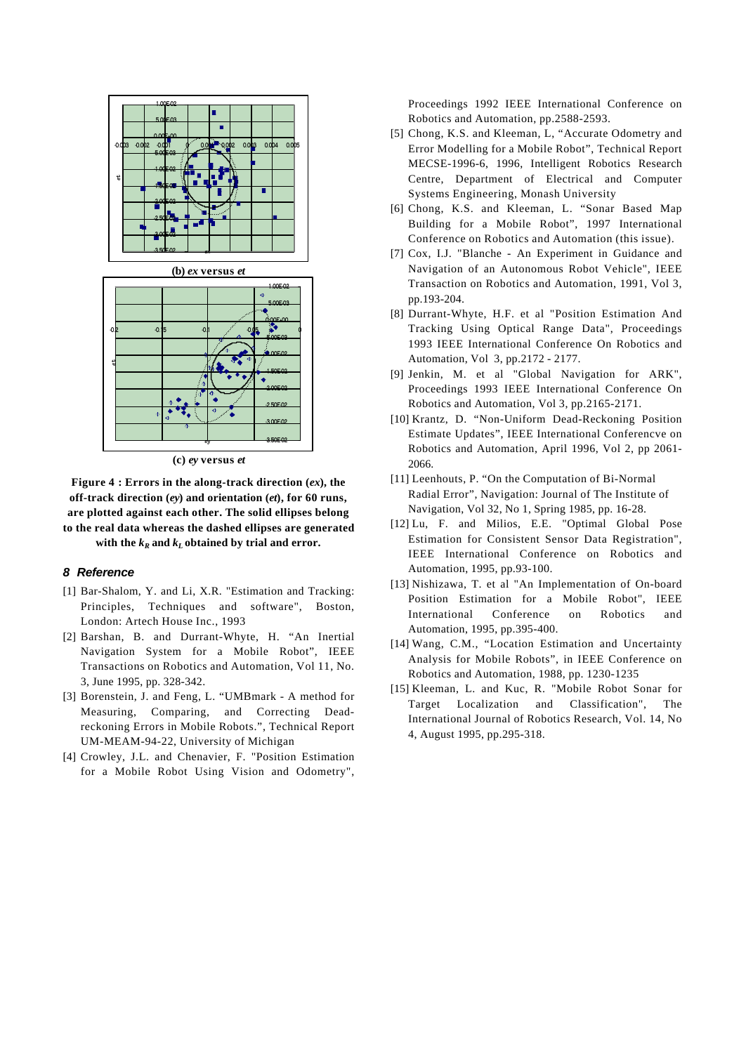1.00E-02

5.00E-03

0.00E+00

-0.003 -0.002 -0.001 0 0.001 0.002 0.003 0.004 0.005

-5.00E-03

-1.00E-02

-1.50E-02

-2.00E-02

-2.50E-02

-3.00E-02

-3.50E-02

et

ex

**(b)** ***ex*** **versus** ***et***

1.00E-02

5.00E-03

0.00E+00

-0.2 -0.15 -0.1 -0.05 0

-5.00E-03

-1.00E-02

-1.50E-02

-2.00E-02

-2.50E-02

-3.00E-02

-3.50E-02

et

ey

**(c)** ***ey*** **versus** ***et***

**Figure 4 : Errors in the along-track direction (*ex*), the off-track direction (*ey*) and orientation (*et*), for 60 runs, are plotted against each other. The solid ellipses belong to the real data whereas the dashed ellipses are generated with the $k_R$ and $k_L$ obtained by trial and error.**

## *8 Reference*

[1] Bar-Shalom, Y. and Li, X.R. "Estimation and Tracking: Principles, Techniques and software", Boston, London: Artech House Inc., 1993

[2] Barshan, B. and Durrant-Whyte, H. "An Inertial Navigation System for a Mobile Robot", IEEE Transactions on Robotics and Automation, Vol 11, No. 3, June 1995, pp. 328-342.

[3] Borenstein, J. and Feng, L. "UMBmark - A method for Measuring, Comparing, and Correcting Dead-reckoning Errors in Mobile Robots.", Technical Report UM-MEAM-94-22, University of Michigan

[4] Crowley, J.L. and Chenavier, F. "Position Estimation for a Mobile Robot Using Vision and Odometry", Proceedings 1992 IEEE International Conference on Robotics and Automation, pp.2588-2593.

[5] Chong, K.S. and Kleeman, L, "Accurate Odometry and Error Modelling for a Mobile Robot", Technical Report MECSE-1996-6, 1996, Intelligent Robotics Research Centre, Department of Electrical and Computer Systems Engineering, Monash University

[6] Chong, K.S. and Kleeman, L. "Sonar Based Map Building for a Mobile Robot", 1997 International Conference on Robotics and Automation (this issue).

[7] Cox, I.J. "Blanche - An Experiment in Guidance and Navigation of an Autonomous Robot Vehicle", IEEE Transaction on Robotics and Automation, 1991, Vol 3, pp.193-204.

[8] Durrant-Whyte, H.F. et al "Position Estimation And Tracking Using Optical Range Data", Proceedings 1993 IEEE International Conference On Robotics and Automation, Vol 3, pp.2172 - 2177.

[9] Jenkin, M. et al "Global Navigation for ARK", Proceedings 1993 IEEE International Conference On Robotics and Automation, Vol 3, pp.2165-2171.

[10] Krantz, D. "Non-Uniform Dead-Reckoning Position Estimate Updates", IEEE International Conferencve on Robotics and Automation, April 1996, Vol 2, pp 2061-2066.

[11] Leenhouts, P. "On the Computation of Bi-Normal Radial Error", Navigation: Journal of The Institute of Navigation, Vol 32, No 1, Spring 1985, pp. 16-28.

[12] Lu, F. and Milios, E.E. "Optimal Global Pose Estimation for Consistent Sensor Data Registration", IEEE International Conference on Robotics and Automation, 1995, pp.93-100.

[13] Nishizawa, T. et al "An Implementation of On-board Position Estimation for a Mobile Robot", IEEE International Conference on Robotics and Automation, 1995, pp.395-400.

[14] Wang, C.M., "Location Estimation and Uncertainty Analysis for Mobile Robots", in IEEE Conference on Robotics and Automation, 1988, pp. 1230-1235

[15] Kleeman, L. and Kuc, R. "Mobile Robot Sonar for Target Localization and Classification", The International Journal of Robotics Research, Vol. 14, No 4, August 1995, pp.295-318.